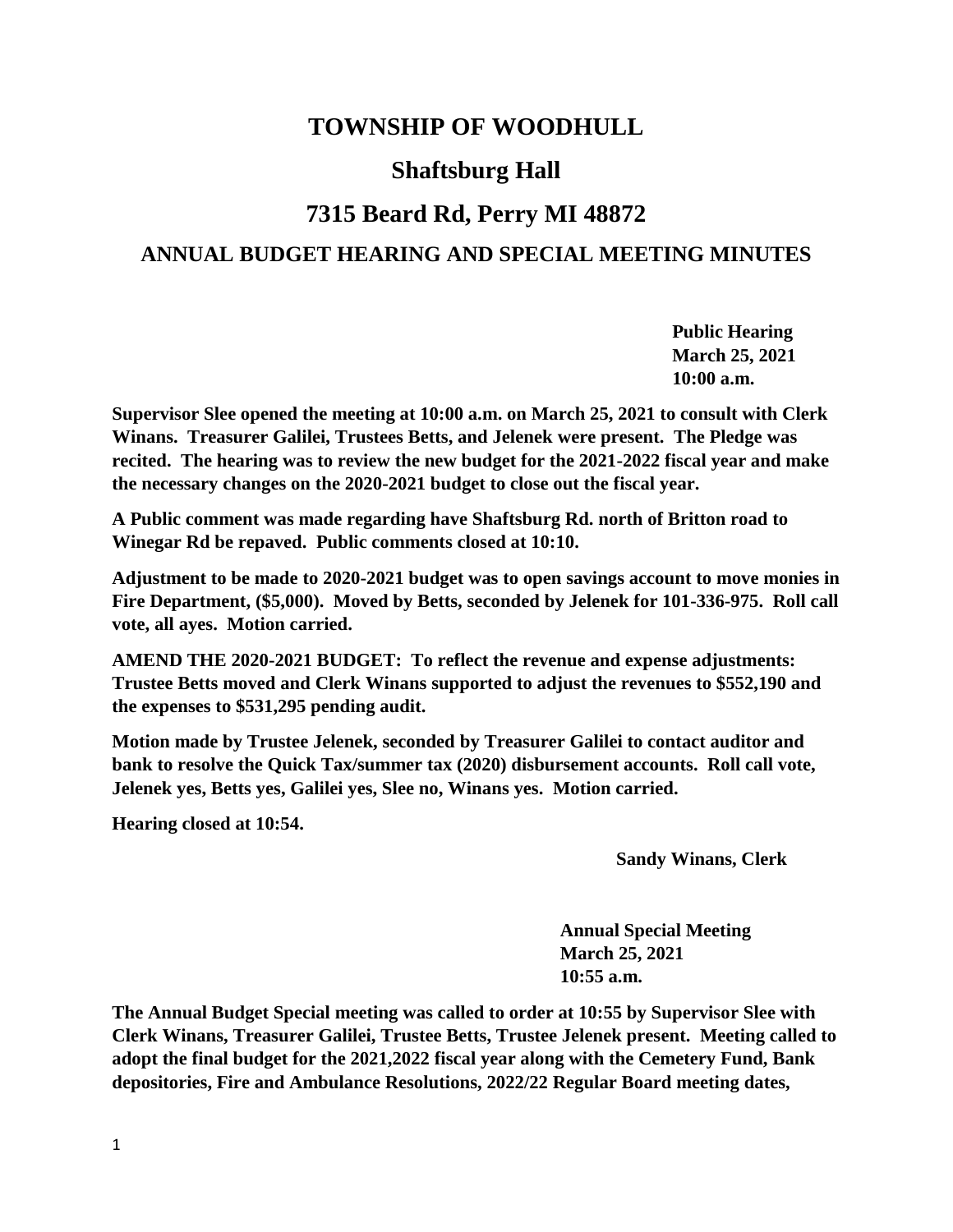# TOWNSHIP OF WOODHULL

## Shaftsburg Hall

## 7315 Beard Rd, Perry MI 48872

### ANNUAL BUDGET HEARING AND SPECIAL MEETING MINUTES

**Public Hearing**
**March 25, 2021**
**10:00 a.m.**

**Supervisor Slee opened the meeting at 10:00 a.m. on March 25, 2021 to consult with Clerk Winans. Treasurer Galilei, Trustees Betts, and Jelenek were present. The Pledge was recited. The hearing was to review the new budget for the 2021-2022 fiscal year and make the necessary changes on the 2020-2021 budget to close out the fiscal year.**

**A Public comment was made regarding have Shaftsburg Rd. north of Britton road to Winegar Rd be repaved. Public comments closed at 10:10.**

**Adjustment to be made to 2020-2021 budget was to open savings account to move monies in Fire Department, ($5,000). Moved by Betts, seconded by Jelenek for 101-336-975. Roll call vote, all ayes. Motion carried.**

**AMEND THE 2020-2021 BUDGET: To reflect the revenue and expense adjustments: Trustee Betts moved and Clerk Winans supported to adjust the revenues to $552,190 and the expenses to $531,295 pending audit.**

**Motion made by Trustee Jelenek, seconded by Treasurer Galilei to contact auditor and bank to resolve the Quick Tax/summer tax (2020) disbursement accounts. Roll call vote, Jelenek yes, Betts yes, Galilei yes, Slee no, Winans yes. Motion carried.**

**Hearing closed at 10:54.**

**Sandy Winans, Clerk**

**Annual Special Meeting**
**March 25, 2021**
**10:55 a.m.**

**The Annual Budget Special meeting was called to order at 10:55 by Supervisor Slee with Clerk Winans, Treasurer Galilei, Trustee Betts, Trustee Jelenek present. Meeting called to adopt the final budget for the 2021,2022 fiscal year along with the Cemetery Fund, Bank depositories, Fire and Ambulance Resolutions, 2022/22 Regular Board meeting dates,**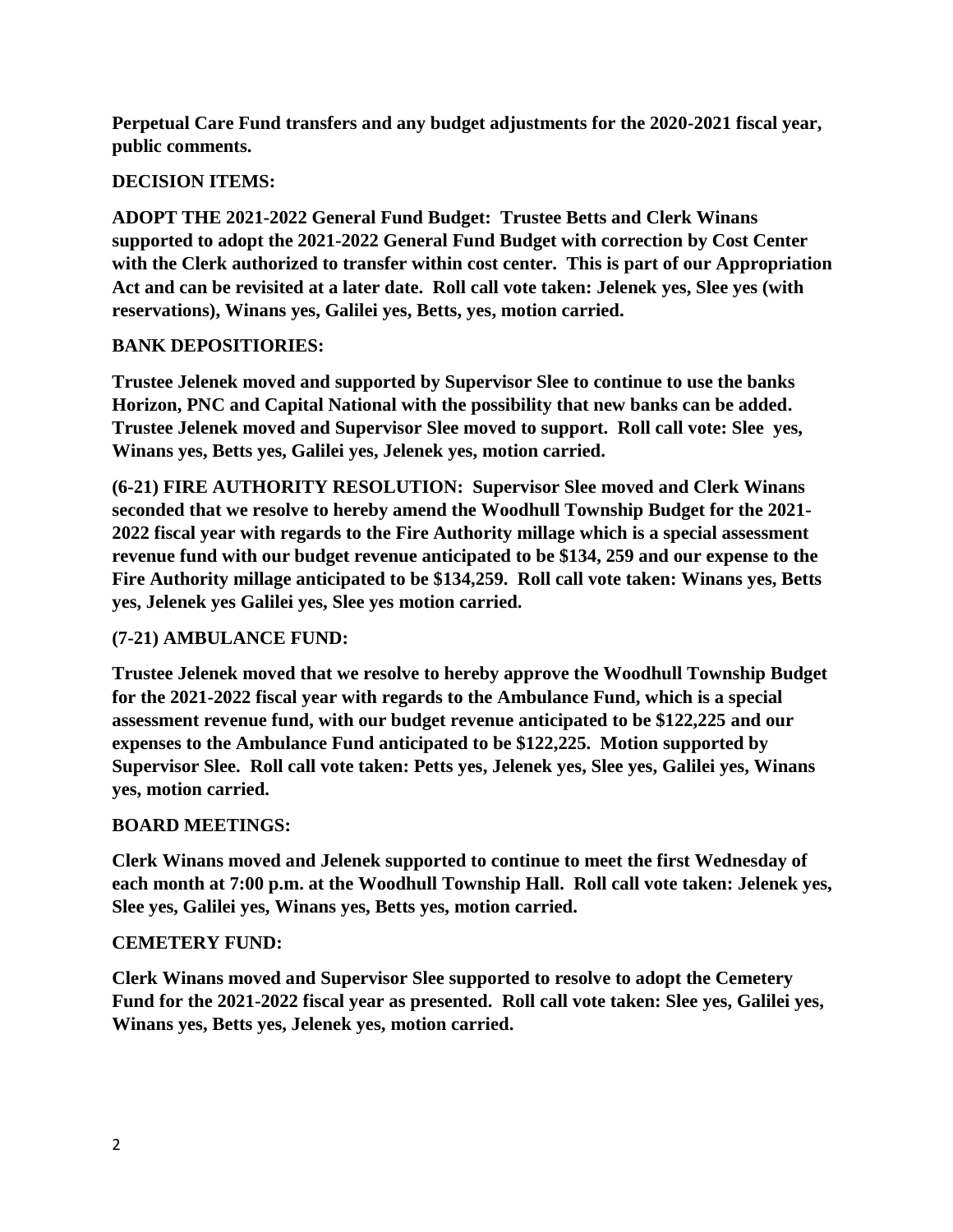**Perpetual Care Fund transfers and any budget adjustments for the 2020-2021 fiscal year, public comments.**

**DECISION ITEMS:**

**ADOPT THE 2021-2022 General Fund Budget: Trustee Betts and Clerk Winans supported to adopt the 2021-2022 General Fund Budget with correction by Cost Center with the Clerk authorized to transfer within cost center. This is part of our Appropriation Act and can be revisited at a later date. Roll call vote taken: Jelenek yes, Slee yes (with reservations), Winans yes, Galilei yes, Betts, yes, motion carried.**

**BANK DEPOSITIORIES:**

**Trustee Jelenek moved and supported by Supervisor Slee to continue to use the banks Horizon, PNC and Capital National with the possibility that new banks can be added. Trustee Jelenek moved and Supervisor Slee moved to support. Roll call vote: Slee yes, Winans yes, Betts yes, Galilei yes, Jelenek yes, motion carried.**

**(6-21) FIRE AUTHORITY RESOLUTION: Supervisor Slee moved and Clerk Winans seconded that we resolve to hereby amend the Woodhull Township Budget for the 2021-2022 fiscal year with regards to the Fire Authority millage which is a special assessment revenue fund with our budget revenue anticipated to be $134, 259 and our expense to the Fire Authority millage anticipated to be $134,259. Roll call vote taken: Winans yes, Betts yes, Jelenek yes Galilei yes, Slee yes motion carried.**

**(7-21) AMBULANCE FUND:**

**Trustee Jelenek moved that we resolve to hereby approve the Woodhull Township Budget for the 2021-2022 fiscal year with regards to the Ambulance Fund, which is a special assessment revenue fund, with our budget revenue anticipated to be $122,225 and our expenses to the Ambulance Fund anticipated to be $122,225. Motion supported by Supervisor Slee. Roll call vote taken: Petts yes, Jelenek yes, Slee yes, Galilei yes, Winans yes, motion carried.**

**BOARD MEETINGS:**

**Clerk Winans moved and Jelenek supported to continue to meet the first Wednesday of each month at 7:00 p.m. at the Woodhull Township Hall. Roll call vote taken: Jelenek yes, Slee yes, Galilei yes, Winans yes, Betts yes, motion carried.**

**CEMETERY FUND:**

**Clerk Winans moved and Supervisor Slee supported to resolve to adopt the Cemetery Fund for the 2021-2022 fiscal year as presented. Roll call vote taken: Slee yes, Galilei yes, Winans yes, Betts yes, Jelenek yes, motion carried.**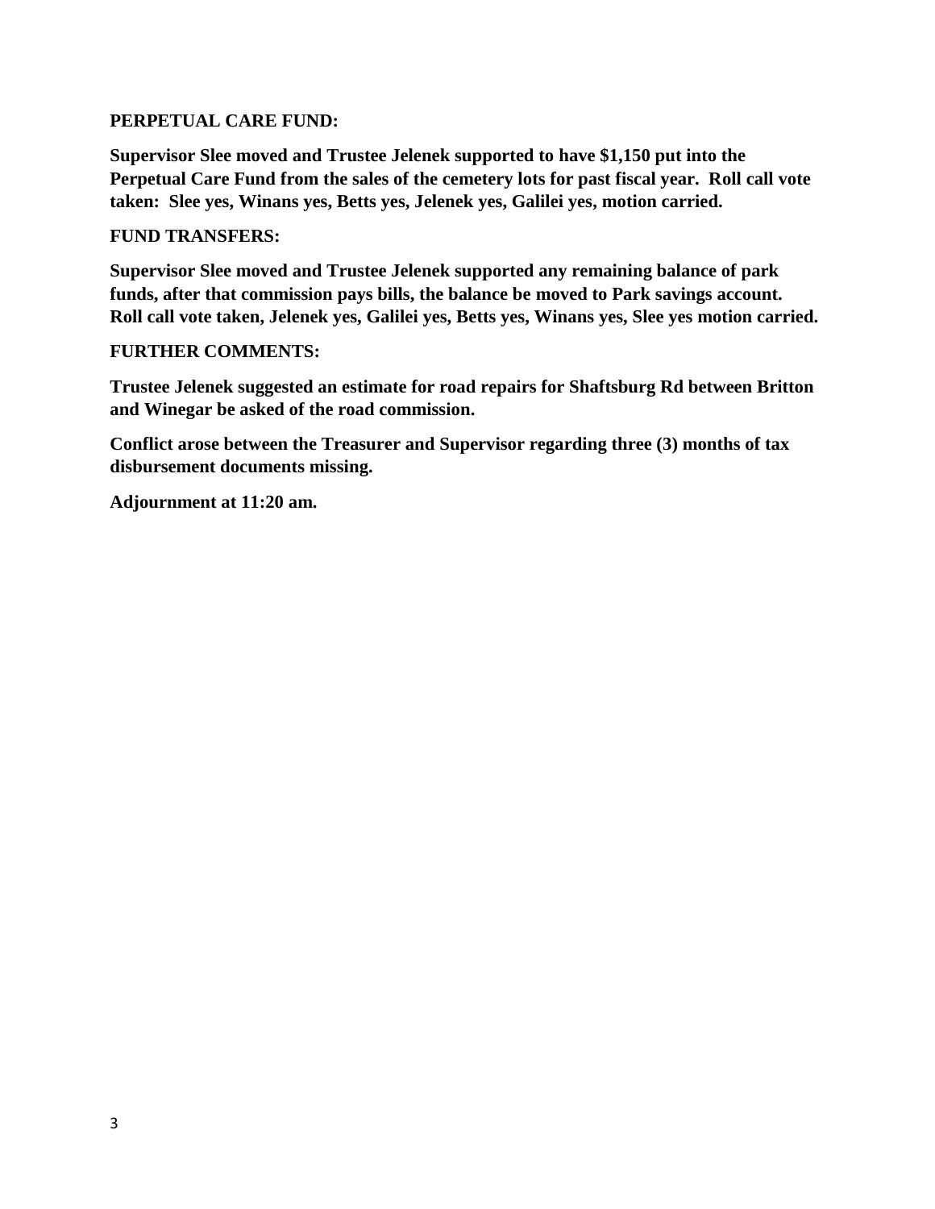**PERPETUAL CARE FUND:**

**Supervisor Slee moved and Trustee Jelenek supported to have $1,150 put into the Perpetual Care Fund from the sales of the cemetery lots for past fiscal year. Roll call vote taken: Slee yes, Winans yes, Betts yes, Jelenek yes, Galilei yes, motion carried.**

**FUND TRANSFERS:**

**Supervisor Slee moved and Trustee Jelenek supported any remaining balance of park funds, after that commission pays bills, the balance be moved to Park savings account. Roll call vote taken, Jelenek yes, Galilei yes, Betts yes, Winans yes, Slee yes motion carried.**

**FURTHER COMMENTS:**

**Trustee Jelenek suggested an estimate for road repairs for Shaftsburg Rd between Britton and Winegar be asked of the road commission.**

**Conflict arose between the Treasurer and Supervisor regarding three (3) months of tax disbursement documents missing.**

**Adjournment at 11:20 am.**